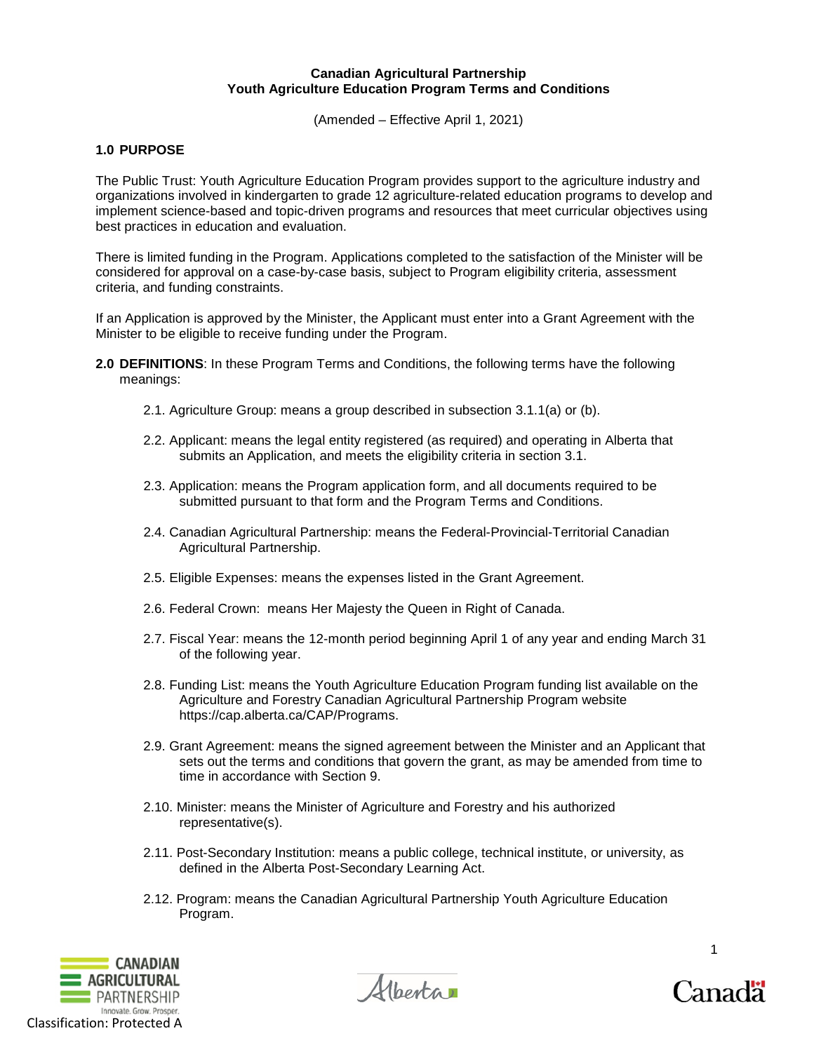**Canadian Agricultural Partnership**
**Youth Agriculture Education Program Terms and Conditions**

(Amended – Effective April 1, 2021)

## 1.0 PURPOSE

The Public Trust: Youth Agriculture Education Program provides support to the agriculture industry and organizations involved in kindergarten to grade 12 agriculture-related education programs to develop and implement science-based and topic-driven programs and resources that meet curricular objectives using best practices in education and evaluation.

There is limited funding in the Program. Applications completed to the satisfaction of the Minister will be considered for approval on a case-by-case basis, subject to Program eligibility criteria, assessment criteria, and funding constraints.

If an Application is approved by the Minister, the Applicant must enter into a Grant Agreement with the Minister to be eligible to receive funding under the Program.

**2.0 DEFINITIONS**: In these Program Terms and Conditions, the following terms have the following meanings:

2.1. Agriculture Group: means a group described in subsection 3.1.1(a) or (b).

2.2. Applicant: means the legal entity registered (as required) and operating in Alberta that submits an Application, and meets the eligibility criteria in section 3.1.

2.3. Application: means the Program application form, and all documents required to be submitted pursuant to that form and the Program Terms and Conditions.

2.4. Canadian Agricultural Partnership: means the Federal-Provincial-Territorial Canadian Agricultural Partnership.

2.5. Eligible Expenses: means the expenses listed in the Grant Agreement.

2.6. Federal Crown: means Her Majesty the Queen in Right of Canada.

2.7. Fiscal Year: means the 12-month period beginning April 1 of any year and ending March 31 of the following year.

2.8. Funding List: means the Youth Agriculture Education Program funding list available on the Agriculture and Forestry Canadian Agricultural Partnership Program website https://cap.alberta.ca/CAP/Programs.

2.9. Grant Agreement: means the signed agreement between the Minister and an Applicant that sets out the terms and conditions that govern the grant, as may be amended from time to time in accordance with Section 9.

2.10. Minister: means the Minister of Agriculture and Forestry and his authorized representative(s).

2.11. Post-Secondary Institution: means a public college, technical institute, or university, as defined in the Alberta Post-Secondary Learning Act.

2.12. Program: means the Canadian Agricultural Partnership Youth Agriculture Education Program.

Classification: Protected A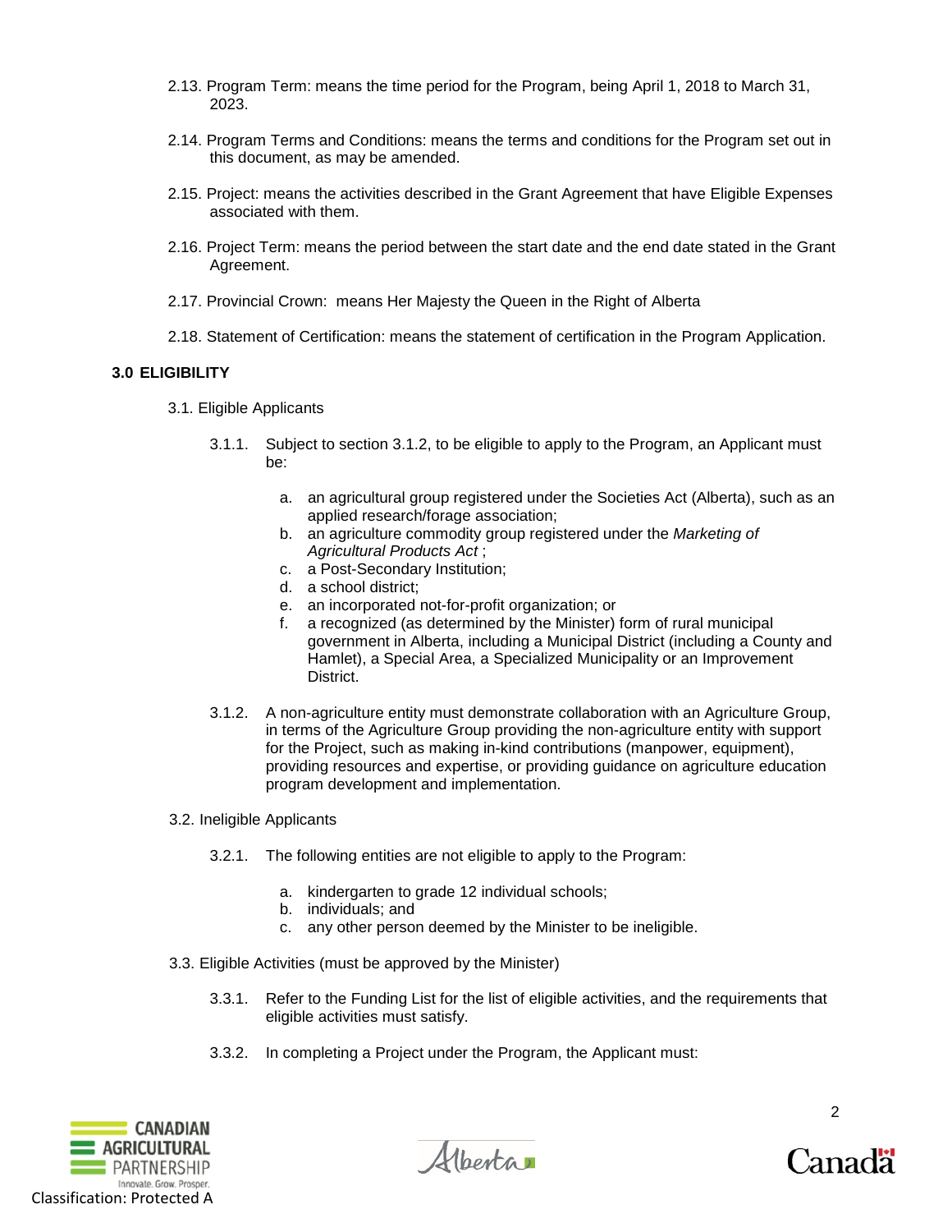2.13. Program Term: means the time period for the Program, being April 1, 2018 to March 31, 2023.

2.14. Program Terms and Conditions: means the terms and conditions for the Program set out in this document, as may be amended.

2.15. Project: means the activities described in the Grant Agreement that have Eligible Expenses associated with them.

2.16. Project Term: means the period between the start date and the end date stated in the Grant Agreement.

2.17. Provincial Crown: means Her Majesty the Queen in the Right of Alberta

2.18. Statement of Certification: means the statement of certification in the Program Application.

## 3.0 ELIGIBILITY

3.1. Eligible Applicants

3.1.1. Subject to section 3.1.2, to be eligible to apply to the Program, an Applicant must be:

a. an agricultural group registered under the Societies Act (Alberta), such as an applied research/forage association;
b. an agriculture commodity group registered under the *Marketing of Agricultural Products Act* ;
c. a Post-Secondary Institution;
d. a school district;
e. an incorporated not-for-profit organization; or
f. a recognized (as determined by the Minister) form of rural municipal government in Alberta, including a Municipal District (including a County and Hamlet), a Special Area, a Specialized Municipality or an Improvement District.

3.1.2. A non-agriculture entity must demonstrate collaboration with an Agriculture Group, in terms of the Agriculture Group providing the non-agriculture entity with support for the Project, such as making in-kind contributions (manpower, equipment), providing resources and expertise, or providing guidance on agriculture education program development and implementation.

3.2. Ineligible Applicants

3.2.1. The following entities are not eligible to apply to the Program:

a. kindergarten to grade 12 individual schools;
b. individuals; and
c. any other person deemed by the Minister to be ineligible.

3.3. Eligible Activities (must be approved by the Minister)

3.3.1. Refer to the Funding List for the list of eligible activities, and the requirements that eligible activities must satisfy.

3.3.2. In completing a Project under the Program, the Applicant must:

Classification: Protected A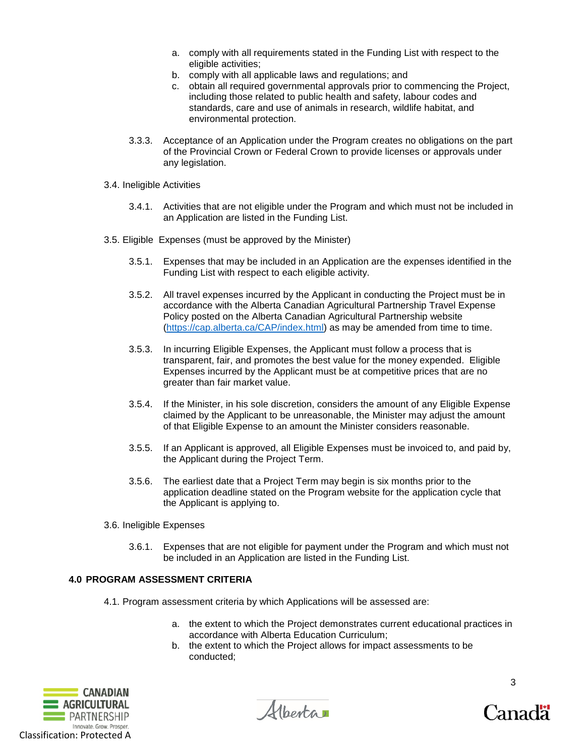a. comply with all requirements stated in the Funding List with respect to the eligible activities;
b. comply with all applicable laws and regulations; and
c. obtain all required governmental approvals prior to commencing the Project, including those related to public health and safety, labour codes and standards, care and use of animals in research, wildlife habitat, and environmental protection.

3.3.3. Acceptance of an Application under the Program creates no obligations on the part of the Provincial Crown or Federal Crown to provide licenses or approvals under any legislation.

3.4. Ineligible Activities

3.4.1. Activities that are not eligible under the Program and which must not be included in an Application are listed in the Funding List.

3.5. Eligible Expenses (must be approved by the Minister)

3.5.1. Expenses that may be included in an Application are the expenses identified in the Funding List with respect to each eligible activity.

3.5.2. All travel expenses incurred by the Applicant in conducting the Project must be in accordance with the Alberta Canadian Agricultural Partnership Travel Expense Policy posted on the Alberta Canadian Agricultural Partnership website (https://cap.alberta.ca/CAP/index.html) as may be amended from time to time.

3.5.3. In incurring Eligible Expenses, the Applicant must follow a process that is transparent, fair, and promotes the best value for the money expended. Eligible Expenses incurred by the Applicant must be at competitive prices that are no greater than fair market value.

3.5.4. If the Minister, in his sole discretion, considers the amount of any Eligible Expense claimed by the Applicant to be unreasonable, the Minister may adjust the amount of that Eligible Expense to an amount the Minister considers reasonable.

3.5.5. If an Applicant is approved, all Eligible Expenses must be invoiced to, and paid by, the Applicant during the Project Term.

3.5.6. The earliest date that a Project Term may begin is six months prior to the application deadline stated on the Program website for the application cycle that the Applicant is applying to.

3.6. Ineligible Expenses

3.6.1. Expenses that are not eligible for payment under the Program and which must not be included in an Application are listed in the Funding List.

**4.0 PROGRAM ASSESSMENT CRITERIA**

4.1. Program assessment criteria by which Applications will be assessed are:

a. the extent to which the Project demonstrates current educational practices in accordance with Alberta Education Curriculum;
b. the extent to which the Project allows for impact assessments to be conducted;

Classification: Protected A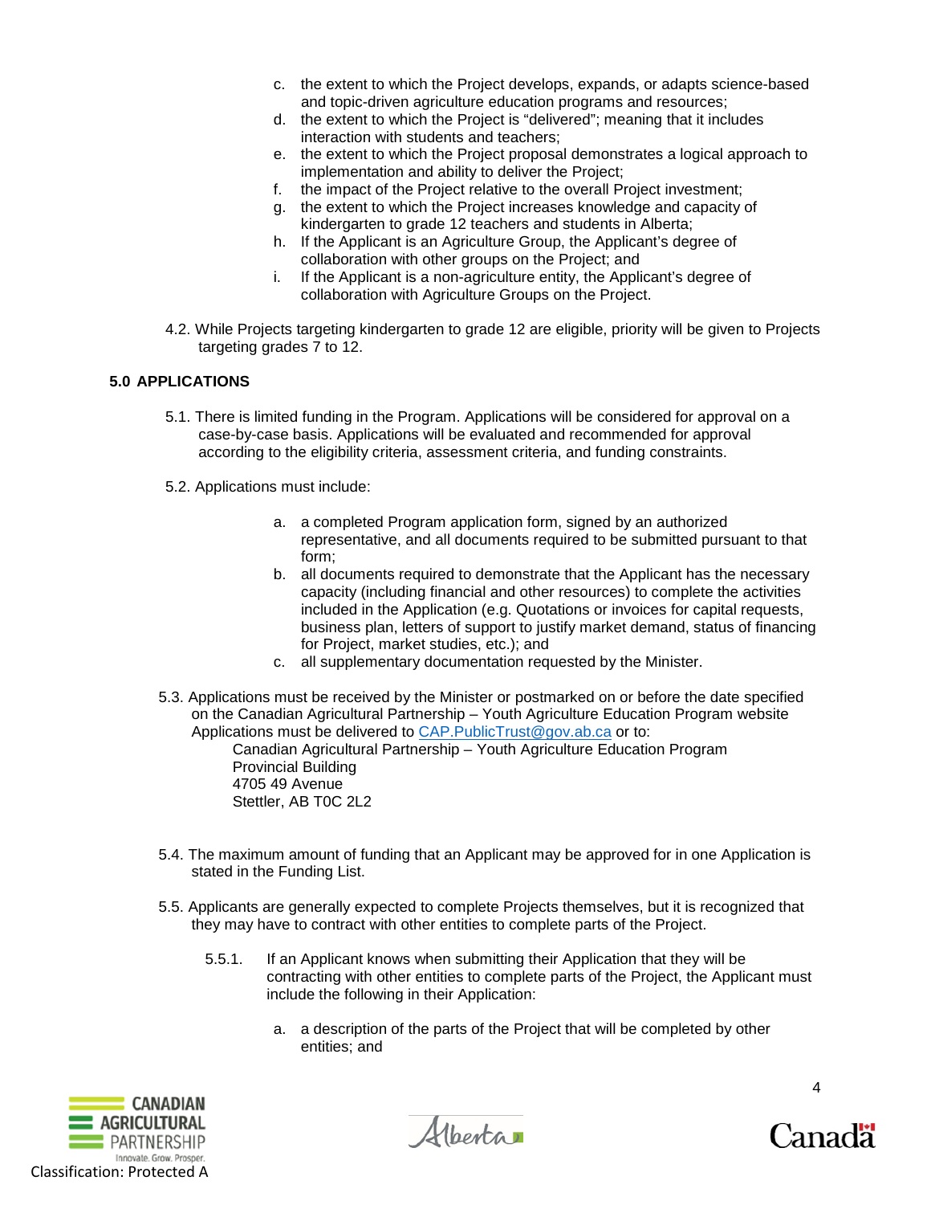c. the extent to which the Project develops, expands, or adapts science-based and topic-driven agriculture education programs and resources;
d. the extent to which the Project is "delivered"; meaning that it includes interaction with students and teachers;
e. the extent to which the Project proposal demonstrates a logical approach to implementation and ability to deliver the Project;
f. the impact of the Project relative to the overall Project investment;
g. the extent to which the Project increases knowledge and capacity of kindergarten to grade 12 teachers and students in Alberta;
h. If the Applicant is an Agriculture Group, the Applicant's degree of collaboration with other groups on the Project; and
i. If the Applicant is a non-agriculture entity, the Applicant's degree of collaboration with Agriculture Groups on the Project.

4.2. While Projects targeting kindergarten to grade 12 are eligible, priority will be given to Projects targeting grades 7 to 12.

## 5.0 APPLICATIONS

5.1. There is limited funding in the Program. Applications will be considered for approval on a case-by-case basis. Applications will be evaluated and recommended for approval according to the eligibility criteria, assessment criteria, and funding constraints.

5.2. Applications must include:

a. a completed Program application form, signed by an authorized representative, and all documents required to be submitted pursuant to that form;
b. all documents required to demonstrate that the Applicant has the necessary capacity (including financial and other resources) to complete the activities included in the Application (e.g. Quotations or invoices for capital requests, business plan, letters of support to justify market demand, status of financing for Project, market studies, etc.); and
c. all supplementary documentation requested by the Minister.

5.3. Applications must be received by the Minister or postmarked on or before the date specified on the Canadian Agricultural Partnership – Youth Agriculture Education Program website Applications must be delivered to CAP.PublicTrust@gov.ab.ca or to:

Canadian Agricultural Partnership – Youth Agriculture Education Program
Provincial Building
4705 49 Avenue
Stettler, AB T0C 2L2

5.4. The maximum amount of funding that an Applicant may be approved for in one Application is stated in the Funding List.

5.5. Applicants are generally expected to complete Projects themselves, but it is recognized that they may have to contract with other entities to complete parts of the Project.

5.5.1. If an Applicant knows when submitting their Application that they will be contracting with other entities to complete parts of the Project, the Applicant must include the following in their Application:

a. a description of the parts of the Project that will be completed by other entities; and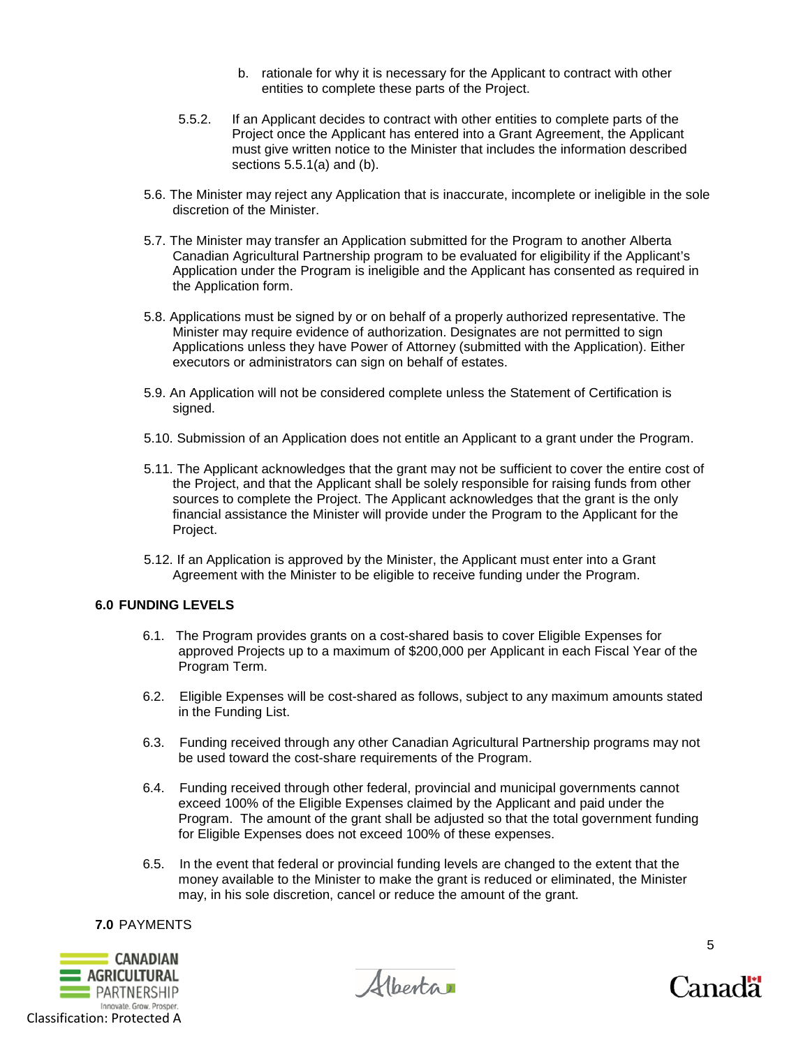b. rationale for why it is necessary for the Applicant to contract with other entities to complete these parts of the Project.

5.5.2. If an Applicant decides to contract with other entities to complete parts of the Project once the Applicant has entered into a Grant Agreement, the Applicant must give written notice to the Minister that includes the information described sections 5.5.1(a) and (b).

5.6. The Minister may reject any Application that is inaccurate, incomplete or ineligible in the sole discretion of the Minister.

5.7. The Minister may transfer an Application submitted for the Program to another Alberta Canadian Agricultural Partnership program to be evaluated for eligibility if the Applicant's Application under the Program is ineligible and the Applicant has consented as required in the Application form.

5.8. Applications must be signed by or on behalf of a properly authorized representative. The Minister may require evidence of authorization. Designates are not permitted to sign Applications unless they have Power of Attorney (submitted with the Application). Either executors or administrators can sign on behalf of estates.

5.9. An Application will not be considered complete unless the Statement of Certification is signed.

5.10. Submission of an Application does not entitle an Applicant to a grant under the Program.

5.11. The Applicant acknowledges that the grant may not be sufficient to cover the entire cost of the Project, and that the Applicant shall be solely responsible for raising funds from other sources to complete the Project. The Applicant acknowledges that the grant is the only financial assistance the Minister will provide under the Program to the Applicant for the Project.

5.12. If an Application is approved by the Minister, the Applicant must enter into a Grant Agreement with the Minister to be eligible to receive funding under the Program.

## 6.0 FUNDING LEVELS

6.1. The Program provides grants on a cost-shared basis to cover Eligible Expenses for approved Projects up to a maximum of $200,000 per Applicant in each Fiscal Year of the Program Term.

6.2. Eligible Expenses will be cost-shared as follows, subject to any maximum amounts stated in the Funding List.

6.3. Funding received through any other Canadian Agricultural Partnership programs may not be used toward the cost-share requirements of the Program.

6.4. Funding received through other federal, provincial and municipal governments cannot exceed 100% of the Eligible Expenses claimed by the Applicant and paid under the Program. The amount of the grant shall be adjusted so that the total government funding for Eligible Expenses does not exceed 100% of these expenses.

6.5. In the event that federal or provincial funding levels are changed to the extent that the money available to the Minister to make the grant is reduced or eliminated, the Minister may, in his sole discretion, cancel or reduce the amount of the grant.

## 7.0 PAYMENTS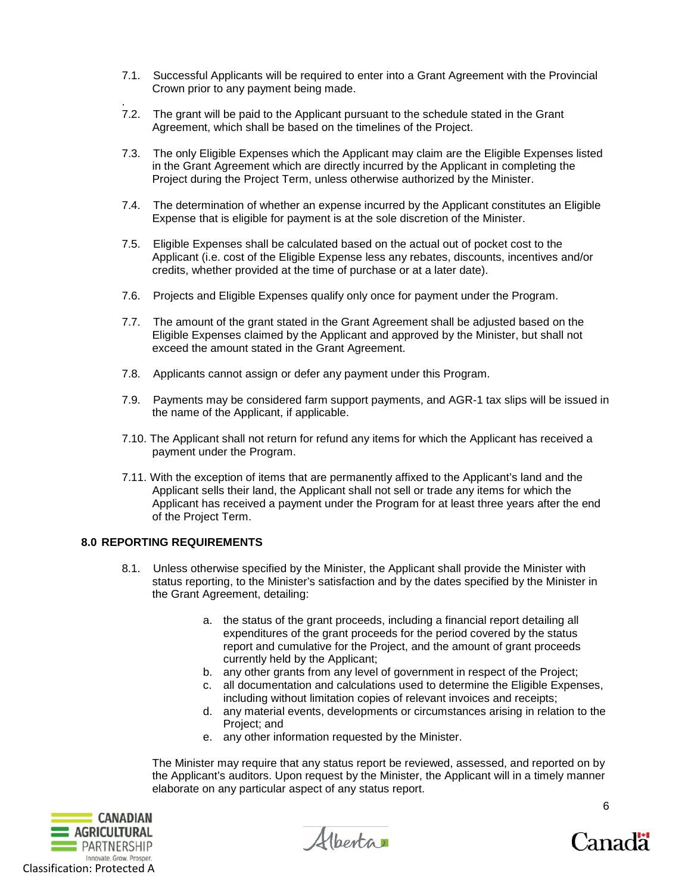7.1. Successful Applicants will be required to enter into a Grant Agreement with the Provincial Crown prior to any payment being made.

7.2. The grant will be paid to the Applicant pursuant to the schedule stated in the Grant Agreement, which shall be based on the timelines of the Project.

7.3. The only Eligible Expenses which the Applicant may claim are the Eligible Expenses listed in the Grant Agreement which are directly incurred by the Applicant in completing the Project during the Project Term, unless otherwise authorized by the Minister.

7.4. The determination of whether an expense incurred by the Applicant constitutes an Eligible Expense that is eligible for payment is at the sole discretion of the Minister.

7.5. Eligible Expenses shall be calculated based on the actual out of pocket cost to the Applicant (i.e. cost of the Eligible Expense less any rebates, discounts, incentives and/or credits, whether provided at the time of purchase or at a later date).

7.6. Projects and Eligible Expenses qualify only once for payment under the Program.

7.7. The amount of the grant stated in the Grant Agreement shall be adjusted based on the Eligible Expenses claimed by the Applicant and approved by the Minister, but shall not exceed the amount stated in the Grant Agreement.

7.8. Applicants cannot assign or defer any payment under this Program.

7.9. Payments may be considered farm support payments, and AGR-1 tax slips will be issued in the name of the Applicant, if applicable.

7.10. The Applicant shall not return for refund any items for which the Applicant has received a payment under the Program.

7.11. With the exception of items that are permanently affixed to the Applicant's land and the Applicant sells their land, the Applicant shall not sell or trade any items for which the Applicant has received a payment under the Program for at least three years after the end of the Project Term.

## 8.0 REPORTING REQUIREMENTS

8.1. Unless otherwise specified by the Minister, the Applicant shall provide the Minister with status reporting, to the Minister's satisfaction and by the dates specified by the Minister in the Grant Agreement, detailing:

a. the status of the grant proceeds, including a financial report detailing all expenditures of the grant proceeds for the period covered by the status report and cumulative for the Project, and the amount of grant proceeds currently held by the Applicant;
b. any other grants from any level of government in respect of the Project;
c. all documentation and calculations used to determine the Eligible Expenses, including without limitation copies of relevant invoices and receipts;
d. any material events, developments or circumstances arising in relation to the Project; and
e. any other information requested by the Minister.

The Minister may require that any status report be reviewed, assessed, and reported on by the Applicant's auditors. Upon request by the Minister, the Applicant will in a timely manner elaborate on any particular aspect of any status report.

Classification: Protected A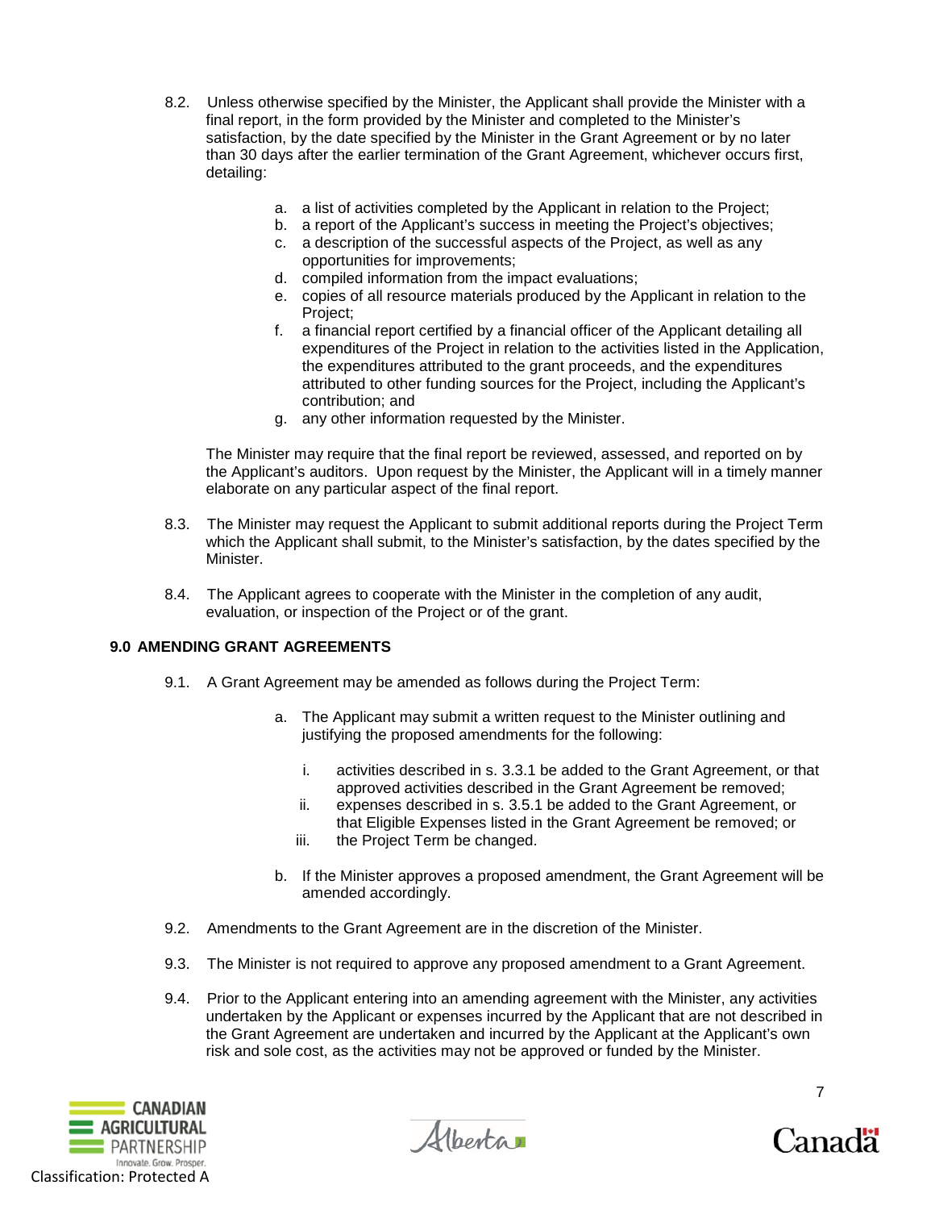8.2. Unless otherwise specified by the Minister, the Applicant shall provide the Minister with a final report, in the form provided by the Minister and completed to the Minister's satisfaction, by the date specified by the Minister in the Grant Agreement or by no later than 30 days after the earlier termination of the Grant Agreement, whichever occurs first, detailing:

a. a list of activities completed by the Applicant in relation to the Project;
b. a report of the Applicant's success in meeting the Project's objectives;
c. a description of the successful aspects of the Project, as well as any opportunities for improvements;
d. compiled information from the impact evaluations;
e. copies of all resource materials produced by the Applicant in relation to the Project;
f. a financial report certified by a financial officer of the Applicant detailing all expenditures of the Project in relation to the activities listed in the Application, the expenditures attributed to the grant proceeds, and the expenditures attributed to other funding sources for the Project, including the Applicant's contribution; and
g. any other information requested by the Minister.

The Minister may require that the final report be reviewed, assessed, and reported on by the Applicant's auditors. Upon request by the Minister, the Applicant will in a timely manner elaborate on any particular aspect of the final report.

8.3. The Minister may request the Applicant to submit additional reports during the Project Term which the Applicant shall submit, to the Minister's satisfaction, by the dates specified by the Minister.

8.4. The Applicant agrees to cooperate with the Minister in the completion of any audit, evaluation, or inspection of the Project or of the grant.

## 9.0 AMENDING GRANT AGREEMENTS

9.1. A Grant Agreement may be amended as follows during the Project Term:

a. The Applicant may submit a written request to the Minister outlining and justifying the proposed amendments for the following:

   i. activities described in s. 3.3.1 be added to the Grant Agreement, or that approved activities described in the Grant Agreement be removed;
   ii. expenses described in s. 3.5.1 be added to the Grant Agreement, or that Eligible Expenses listed in the Grant Agreement be removed; or
   iii. the Project Term be changed.

b. If the Minister approves a proposed amendment, the Grant Agreement will be amended accordingly.

9.2. Amendments to the Grant Agreement are in the discretion of the Minister.

9.3. The Minister is not required to approve any proposed amendment to a Grant Agreement.

9.4. Prior to the Applicant entering into an amending agreement with the Minister, any activities undertaken by the Applicant or expenses incurred by the Applicant that are not described in the Grant Agreement are undertaken and incurred by the Applicant at the Applicant's own risk and sole cost, as the activities may not be approved or funded by the Minister.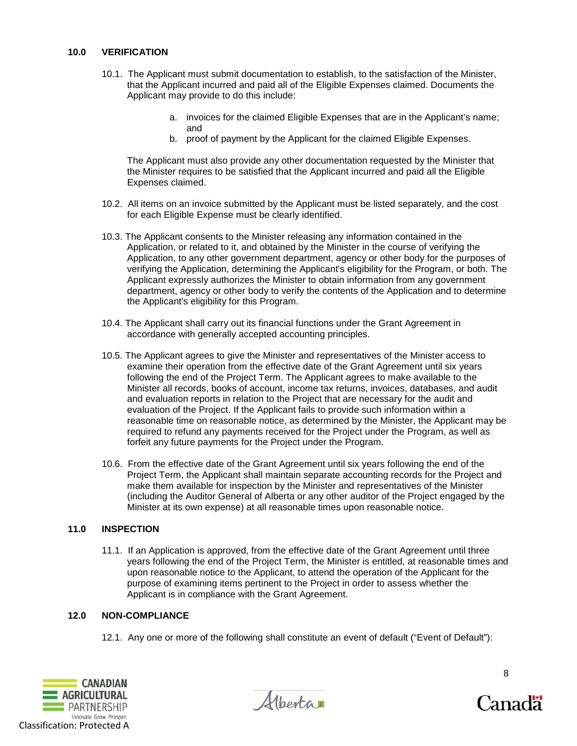## 10.0 VERIFICATION

10.1. The Applicant must submit documentation to establish, to the satisfaction of the Minister, that the Applicant incurred and paid all of the Eligible Expenses claimed. Documents the Applicant may provide to do this include:

a. invoices for the claimed Eligible Expenses that are in the Applicant's name; and
b. proof of payment by the Applicant for the claimed Eligible Expenses.

The Applicant must also provide any other documentation requested by the Minister that the Minister requires to be satisfied that the Applicant incurred and paid all the Eligible Expenses claimed.

10.2. All items on an invoice submitted by the Applicant must be listed separately, and the cost for each Eligible Expense must be clearly identified.

10.3. The Applicant consents to the Minister releasing any information contained in the Application, or related to it, and obtained by the Minister in the course of verifying the Application, to any other government department, agency or other body for the purposes of verifying the Application, determining the Applicant's eligibility for the Program, or both. The Applicant expressly authorizes the Minister to obtain information from any government department, agency or other body to verify the contents of the Application and to determine the Applicant's eligibility for this Program.

10.4. The Applicant shall carry out its financial functions under the Grant Agreement in accordance with generally accepted accounting principles.

10.5. The Applicant agrees to give the Minister and representatives of the Minister access to examine their operation from the effective date of the Grant Agreement until six years following the end of the Project Term. The Applicant agrees to make available to the Minister all records, books of account, income tax returns, invoices, databases, and audit and evaluation reports in relation to the Project that are necessary for the audit and evaluation of the Project. If the Applicant fails to provide such information within a reasonable time on reasonable notice, as determined by the Minister, the Applicant may be required to refund any payments received for the Project under the Program, as well as forfeit any future payments for the Project under the Program.

10.6. From the effective date of the Grant Agreement until six years following the end of the Project Term, the Applicant shall maintain separate accounting records for the Project and make them available for inspection by the Minister and representatives of the Minister (including the Auditor General of Alberta or any other auditor of the Project engaged by the Minister at its own expense) at all reasonable times upon reasonable notice.

## 11.0 INSPECTION

11.1. If an Application is approved, from the effective date of the Grant Agreement until three years following the end of the Project Term, the Minister is entitled, at reasonable times and upon reasonable notice to the Applicant, to attend the operation of the Applicant for the purpose of examining items pertinent to the Project in order to assess whether the Applicant is in compliance with the Grant Agreement.

## 12.0 NON-COMPLIANCE

12.1. Any one or more of the following shall constitute an event of default ("Event of Default"):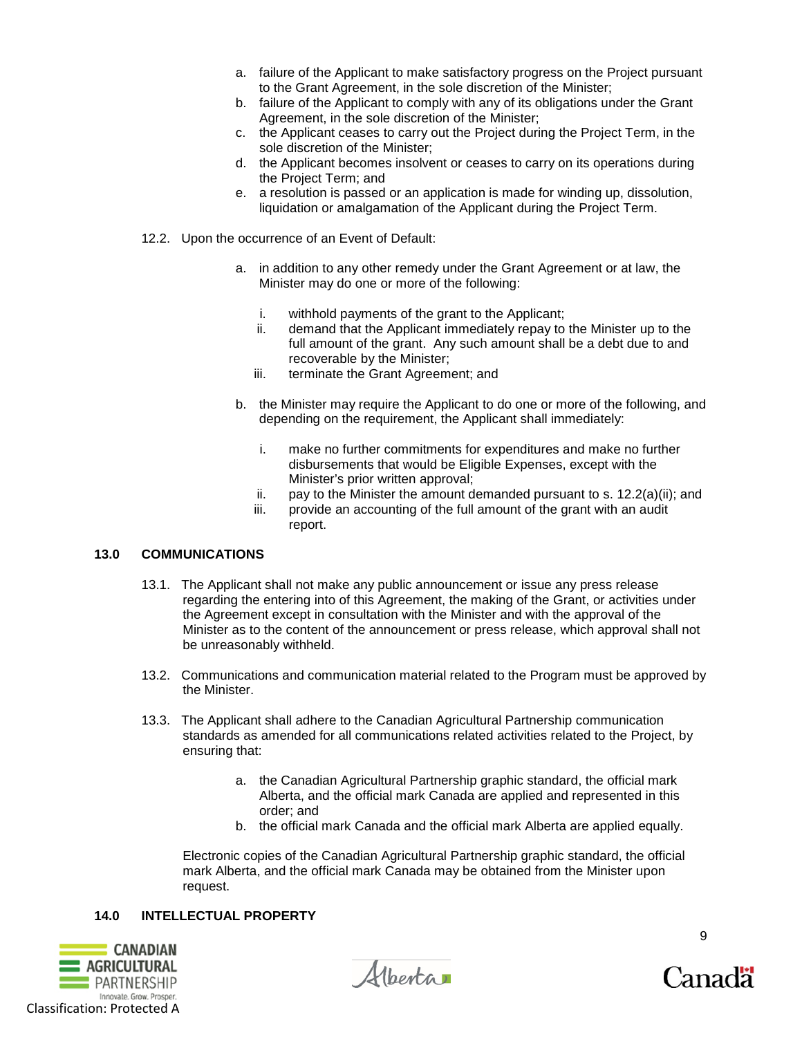a. failure of the Applicant to make satisfactory progress on the Project pursuant to the Grant Agreement, in the sole discretion of the Minister;
b. failure of the Applicant to comply with any of its obligations under the Grant Agreement, in the sole discretion of the Minister;
c. the Applicant ceases to carry out the Project during the Project Term, in the sole discretion of the Minister;
d. the Applicant becomes insolvent or ceases to carry on its operations during the Project Term; and
e. a resolution is passed or an application is made for winding up, dissolution, liquidation or amalgamation of the Applicant during the Project Term.

12.2. Upon the occurrence of an Event of Default:

a. in addition to any other remedy under the Grant Agreement or at law, the Minister may do one or more of the following:

   i. withhold payments of the grant to the Applicant;
   ii. demand that the Applicant immediately repay to the Minister up to the full amount of the grant. Any such amount shall be a debt due to and recoverable by the Minister;
   iii. terminate the Grant Agreement; and

b. the Minister may require the Applicant to do one or more of the following, and depending on the requirement, the Applicant shall immediately:

   i. make no further commitments for expenditures and make no further disbursements that would be Eligible Expenses, except with the Minister's prior written approval;
   ii. pay to the Minister the amount demanded pursuant to s. 12.2(a)(ii); and
   iii. provide an accounting of the full amount of the grant with an audit report.

## 13.0 COMMUNICATIONS

13.1. The Applicant shall not make any public announcement or issue any press release regarding the entering into of this Agreement, the making of the Grant, or activities under the Agreement except in consultation with the Minister and with the approval of the Minister as to the content of the announcement or press release, which approval shall not be unreasonably withheld.

13.2. Communications and communication material related to the Program must be approved by the Minister.

13.3. The Applicant shall adhere to the Canadian Agricultural Partnership communication standards as amended for all communications related activities related to the Project, by ensuring that:

a. the Canadian Agricultural Partnership graphic standard, the official mark Alberta, and the official mark Canada are applied and represented in this order; and
b. the official mark Canada and the official mark Alberta are applied equally.

Electronic copies of the Canadian Agricultural Partnership graphic standard, the official mark Alberta, and the official mark Canada may be obtained from the Minister upon request.

## 14.0 INTELLECTUAL PROPERTY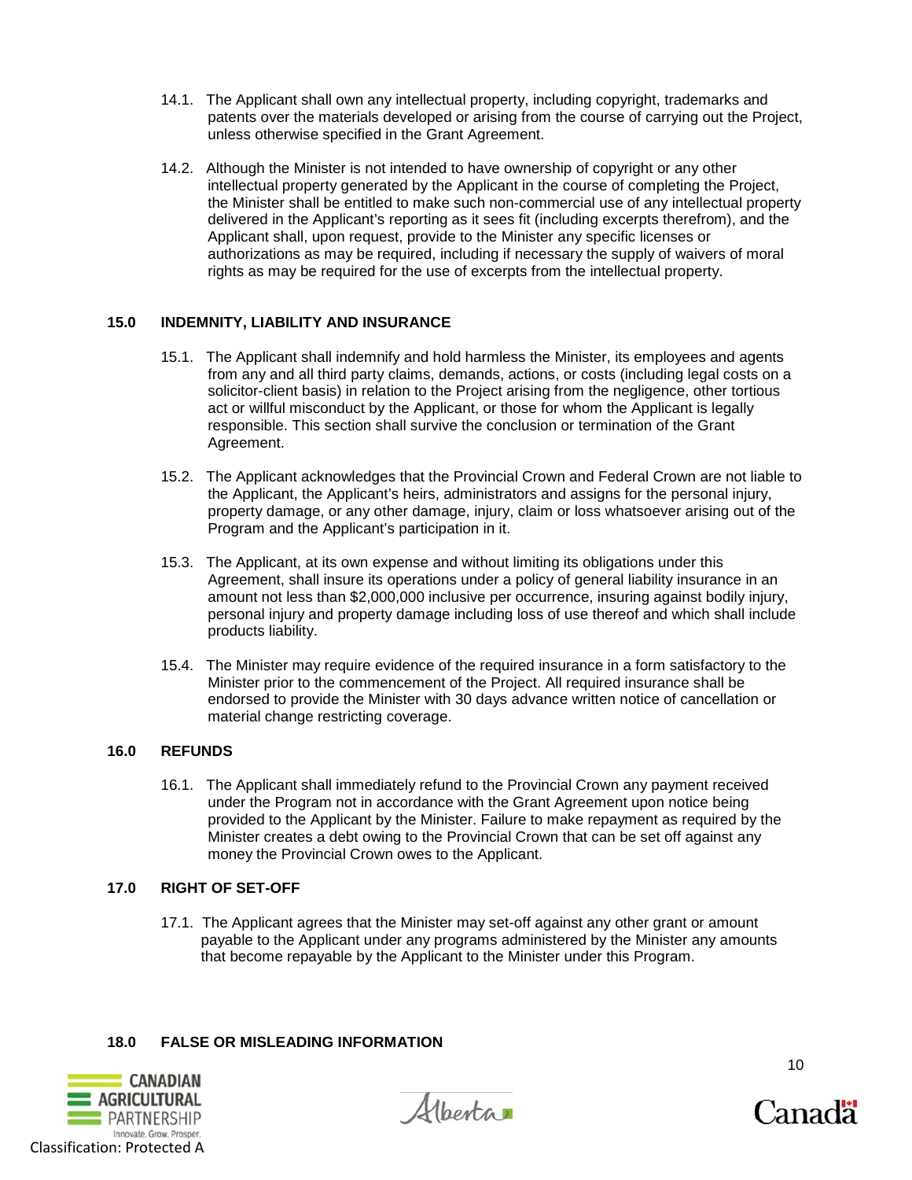14.1. The Applicant shall own any intellectual property, including copyright, trademarks and patents over the materials developed or arising from the course of carrying out the Project, unless otherwise specified in the Grant Agreement.

14.2. Although the Minister is not intended to have ownership of copyright or any other intellectual property generated by the Applicant in the course of completing the Project, the Minister shall be entitled to make such non-commercial use of any intellectual property delivered in the Applicant's reporting as it sees fit (including excerpts therefrom), and the Applicant shall, upon request, provide to the Minister any specific licenses or authorizations as may be required, including if necessary the supply of waivers of moral rights as may be required for the use of excerpts from the intellectual property.

## 15.0 INDEMNITY, LIABILITY AND INSURANCE

15.1. The Applicant shall indemnify and hold harmless the Minister, its employees and agents from any and all third party claims, demands, actions, or costs (including legal costs on a solicitor-client basis) in relation to the Project arising from the negligence, other tortious act or willful misconduct by the Applicant, or those for whom the Applicant is legally responsible. This section shall survive the conclusion or termination of the Grant Agreement.

15.2. The Applicant acknowledges that the Provincial Crown and Federal Crown are not liable to the Applicant, the Applicant's heirs, administrators and assigns for the personal injury, property damage, or any other damage, injury, claim or loss whatsoever arising out of the Program and the Applicant's participation in it.

15.3. The Applicant, at its own expense and without limiting its obligations under this Agreement, shall insure its operations under a policy of general liability insurance in an amount not less than $2,000,000 inclusive per occurrence, insuring against bodily injury, personal injury and property damage including loss of use thereof and which shall include products liability.

15.4. The Minister may require evidence of the required insurance in a form satisfactory to the Minister prior to the commencement of the Project. All required insurance shall be endorsed to provide the Minister with 30 days advance written notice of cancellation or material change restricting coverage.

## 16.0 REFUNDS

16.1. The Applicant shall immediately refund to the Provincial Crown any payment received under the Program not in accordance with the Grant Agreement upon notice being provided to the Applicant by the Minister. Failure to make repayment as required by the Minister creates a debt owing to the Provincial Crown that can be set off against any money the Provincial Crown owes to the Applicant.

## 17.0 RIGHT OF SET-OFF

17.1. The Applicant agrees that the Minister may set-off against any other grant or amount payable to the Applicant under any programs administered by the Minister any amounts that become repayable by the Applicant to the Minister under this Program.

## 18.0 FALSE OR MISLEADING INFORMATION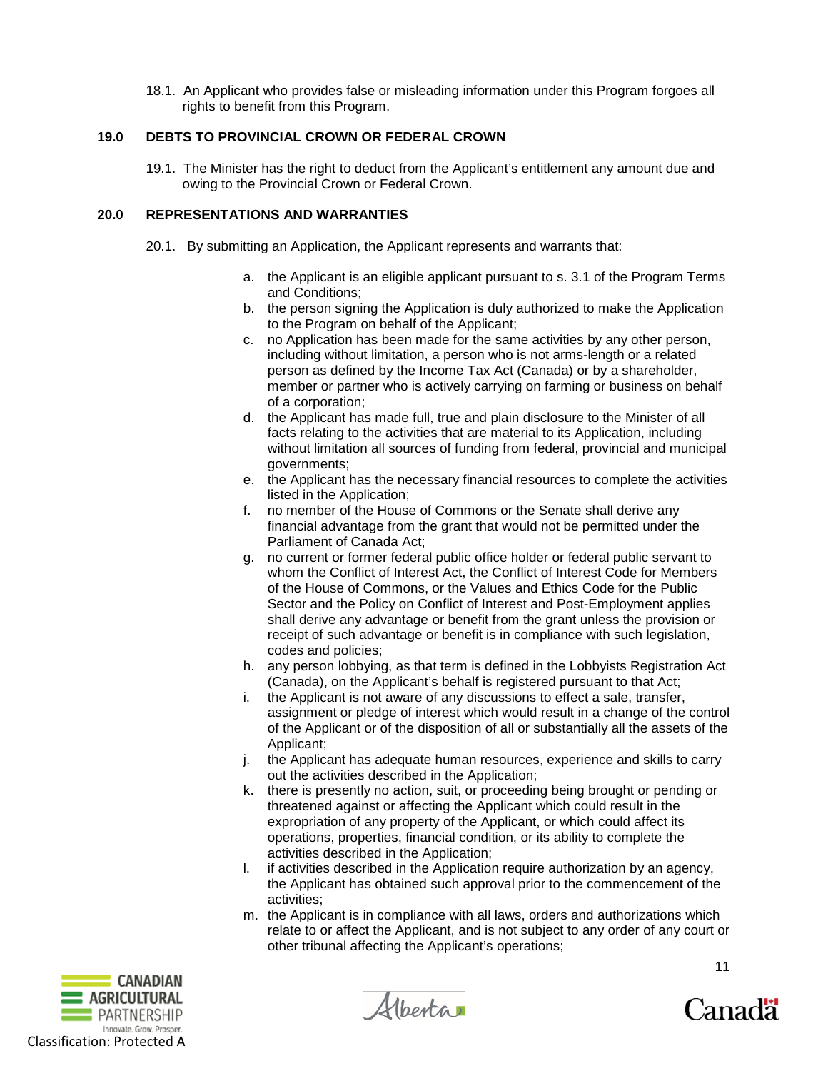18.1. An Applicant who provides false or misleading information under this Program forgoes all rights to benefit from this Program.

## 19.0 DEBTS TO PROVINCIAL CROWN OR FEDERAL CROWN

19.1. The Minister has the right to deduct from the Applicant's entitlement any amount due and owing to the Provincial Crown or Federal Crown.

## 20.0 REPRESENTATIONS AND WARRANTIES

20.1. By submitting an Application, the Applicant represents and warrants that:

a. the Applicant is an eligible applicant pursuant to s. 3.1 of the Program Terms and Conditions;
b. the person signing the Application is duly authorized to make the Application to the Program on behalf of the Applicant;
c. no Application has been made for the same activities by any other person, including without limitation, a person who is not arms-length or a related person as defined by the Income Tax Act (Canada) or by a shareholder, member or partner who is actively carrying on farming or business on behalf of a corporation;
d. the Applicant has made full, true and plain disclosure to the Minister of all facts relating to the activities that are material to its Application, including without limitation all sources of funding from federal, provincial and municipal governments;
e. the Applicant has the necessary financial resources to complete the activities listed in the Application;
f. no member of the House of Commons or the Senate shall derive any financial advantage from the grant that would not be permitted under the Parliament of Canada Act;
g. no current or former federal public office holder or federal public servant to whom the Conflict of Interest Act, the Conflict of Interest Code for Members of the House of Commons, or the Values and Ethics Code for the Public Sector and the Policy on Conflict of Interest and Post-Employment applies shall derive any advantage or benefit from the grant unless the provision or receipt of such advantage or benefit is in compliance with such legislation, codes and policies;
h. any person lobbying, as that term is defined in the Lobbyists Registration Act (Canada), on the Applicant's behalf is registered pursuant to that Act;
i. the Applicant is not aware of any discussions to effect a sale, transfer, assignment or pledge of interest which would result in a change of the control of the Applicant or of the disposition of all or substantially all the assets of the Applicant;
j. the Applicant has adequate human resources, experience and skills to carry out the activities described in the Application;
k. there is presently no action, suit, or proceeding being brought or pending or threatened against or affecting the Applicant which could result in the expropriation of any property of the Applicant, or which could affect its operations, properties, financial condition, or its ability to complete the activities described in the Application;
l. if activities described in the Application require authorization by an agency, the Applicant has obtained such approval prior to the commencement of the activities;
m. the Applicant is in compliance with all laws, orders and authorizations which relate to or affect the Applicant, and is not subject to any order of any court or other tribunal affecting the Applicant's operations;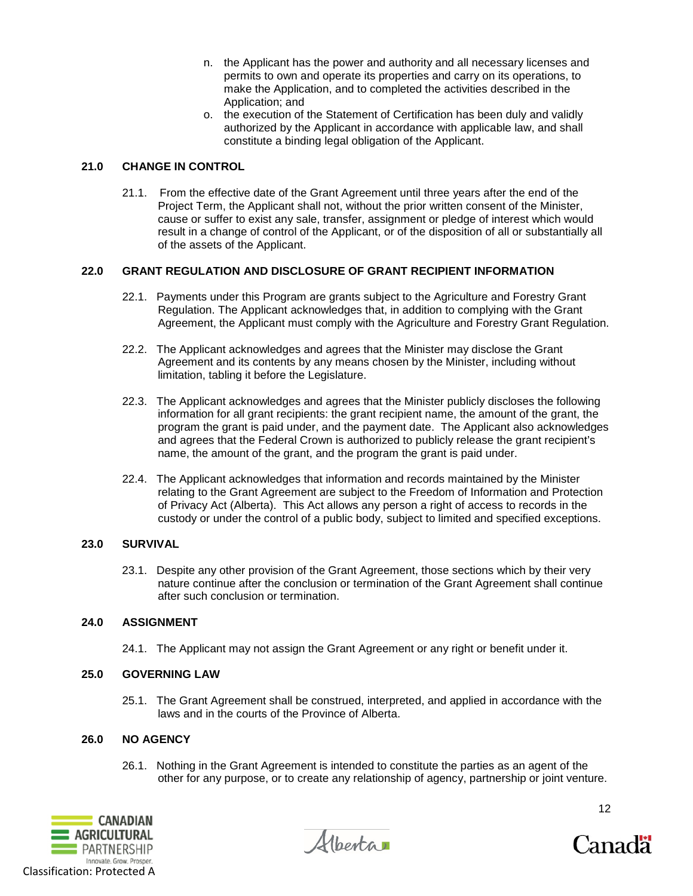n. the Applicant has the power and authority and all necessary licenses and permits to own and operate its properties and carry on its operations, to make the Application, and to completed the activities described in the Application; and

o. the execution of the Statement of Certification has been duly and validly authorized by the Applicant in accordance with applicable law, and shall constitute a binding legal obligation of the Applicant.

### 21.0 CHANGE IN CONTROL

21.1. From the effective date of the Grant Agreement until three years after the end of the Project Term, the Applicant shall not, without the prior written consent of the Minister, cause or suffer to exist any sale, transfer, assignment or pledge of interest which would result in a change of control of the Applicant, or of the disposition of all or substantially all of the assets of the Applicant.

### 22.0 GRANT REGULATION AND DISCLOSURE OF GRANT RECIPIENT INFORMATION

22.1. Payments under this Program are grants subject to the Agriculture and Forestry Grant Regulation. The Applicant acknowledges that, in addition to complying with the Grant Agreement, the Applicant must comply with the Agriculture and Forestry Grant Regulation.

22.2. The Applicant acknowledges and agrees that the Minister may disclose the Grant Agreement and its contents by any means chosen by the Minister, including without limitation, tabling it before the Legislature.

22.3. The Applicant acknowledges and agrees that the Minister publicly discloses the following information for all grant recipients: the grant recipient name, the amount of the grant, the program the grant is paid under, and the payment date. The Applicant also acknowledges and agrees that the Federal Crown is authorized to publicly release the grant recipient's name, the amount of the grant, and the program the grant is paid under.

22.4. The Applicant acknowledges that information and records maintained by the Minister relating to the Grant Agreement are subject to the Freedom of Information and Protection of Privacy Act (Alberta). This Act allows any person a right of access to records in the custody or under the control of a public body, subject to limited and specified exceptions.

### 23.0 SURVIVAL

23.1. Despite any other provision of the Grant Agreement, those sections which by their very nature continue after the conclusion or termination of the Grant Agreement shall continue after such conclusion or termination.

### 24.0 ASSIGNMENT

24.1. The Applicant may not assign the Grant Agreement or any right or benefit under it.

### 25.0 GOVERNING LAW

25.1. The Grant Agreement shall be construed, interpreted, and applied in accordance with the laws and in the courts of the Province of Alberta.

### 26.0 NO AGENCY

26.1. Nothing in the Grant Agreement is intended to constitute the parties as an agent of the other for any purpose, or to create any relationship of agency, partnership or joint venture.

Classification: Protected A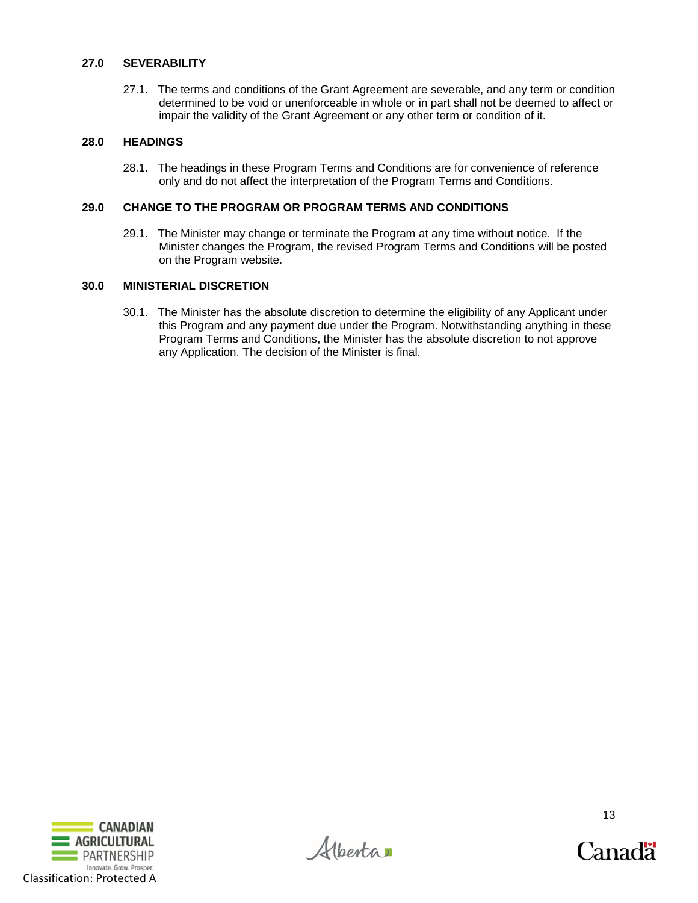## 27.0 SEVERABILITY

27.1. The terms and conditions of the Grant Agreement are severable, and any term or condition determined to be void or unenforceable in whole or in part shall not be deemed to affect or impair the validity of the Grant Agreement or any other term or condition of it.

## 28.0 HEADINGS

28.1. The headings in these Program Terms and Conditions are for convenience of reference only and do not affect the interpretation of the Program Terms and Conditions.

## 29.0 CHANGE TO THE PROGRAM OR PROGRAM TERMS AND CONDITIONS

29.1. The Minister may change or terminate the Program at any time without notice. If the Minister changes the Program, the revised Program Terms and Conditions will be posted on the Program website.

## 30.0 MINISTERIAL DISCRETION

30.1. The Minister has the absolute discretion to determine the eligibility of any Applicant under this Program and any payment due under the Program. Notwithstanding anything in these Program Terms and Conditions, the Minister has the absolute discretion to not approve any Application. The decision of the Minister is final.

Classification: Protected A